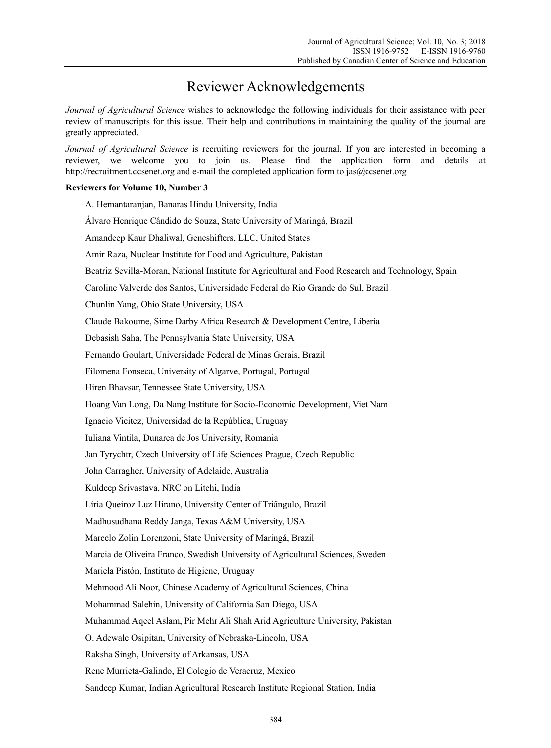# Reviewer Acknowledgements

*Journal of Agricultural Science* wishes to acknowledge the following individuals for their assistance with peer review of manuscripts for this issue. Their help and contributions in maintaining the quality of the journal are greatly appreciated.

*Journal of Agricultural Science* is recruiting reviewers for the journal. If you are interested in becoming a reviewer, we welcome you to join us. Please find the application form and details at http://recruitment.ccsenet.org and e-mail the completed application form to jas@ccsenet.org

**Reviewers for Volume 10, Number 3**

A. Hemantaranjan, Banaras Hindu University, India

Álvaro Henrique Cândido de Souza, State University of Maringá, Brazil

Amandeep Kaur Dhaliwal, Geneshifters, LLC, United States

Amir Raza, Nuclear Institute for Food and Agriculture, Pakistan

Beatriz Sevilla-Moran, National Institute for Agricultural and Food Research and Technology, Spain

Caroline Valverde dos Santos, Universidade Federal do Rio Grande do Sul, Brazil

Chunlin Yang, Ohio State University, USA

Claude Bakoume, Sime Darby Africa Research & Development Centre, Liberia

Debasish Saha, The Pennsylvania State University, USA

Fernando Goulart, Universidade Federal de Minas Gerais, Brazil

Filomena Fonseca, University of Algarve, Portugal, Portugal

Hiren Bhavsar, Tennessee State University, USA

Hoang Van Long, Da Nang Institute for Socio-Economic Development, Viet Nam

Ignacio Vieitez, Universidad de la República, Uruguay

Iuliana Vintila, Dunarea de Jos University, Romania

Jan Tyrychtr, Czech University of Life Sciences Prague, Czech Republic

John Carragher, University of Adelaide, Australia

Kuldeep Srivastava, NRC on Litchi, India

Líria Queiroz Luz Hirano, University Center of Triângulo, Brazil

Madhusudhana Reddy Janga, Texas A&M University, USA

Marcelo Zolin Lorenzoni, State University of Maringá, Brazil

Marcia de Oliveira Franco, Swedish University of Agricultural Sciences, Sweden

Mariela Pistón, Instituto de Higiene, Uruguay

Mehmood Ali Noor, Chinese Academy of Agricultural Sciences, China

Mohammad Salehin, University of California San Diego, USA

Muhammad Aqeel Aslam, Pir Mehr Ali Shah Arid Agriculture University, Pakistan

O. Adewale Osipitan, University of Nebraska-Lincoln, USA

Raksha Singh, University of Arkansas, USA

Rene Murrieta-Galindo, El Colegio de Veracruz, Mexico

Sandeep Kumar, Indian Agricultural Research Institute Regional Station, India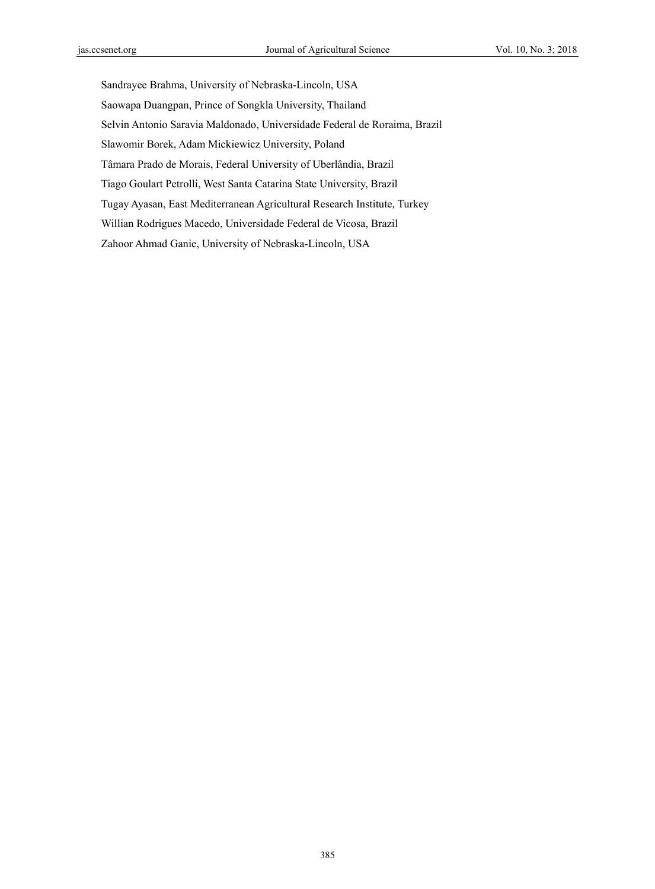Sandrayee Brahma, University of Nebraska-Lincoln, USA

Saowapa Duangpan, Prince of Songkla University, Thailand

Selvin Antonio Saravia Maldonado, Universidade Federal de Roraima, Brazil

Slawomir Borek, Adam Mickiewicz University, Poland

Tâmara Prado de Morais, Federal University of Uberlândia, Brazil

Tiago Goulart Petrolli, West Santa Catarina State University, Brazil

Tugay Ayasan, East Mediterranean Agricultural Research Institute, Turkey

Willian Rodrigues Macedo, Universidade Federal de Vicosa, Brazil

Zahoor Ahmad Ganie, University of Nebraska-Lincoln, USA